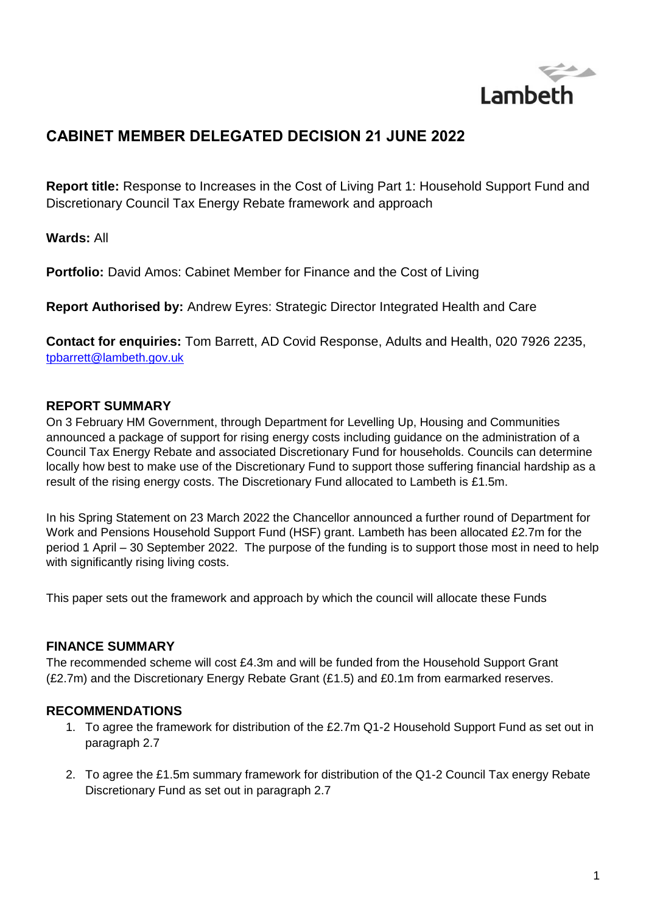Lambeth

# CABINET MEMBER DELEGATED DECISION 21 JUNE 2022

**Report title:** Response to Increases in the Cost of Living Part 1: Household Support Fund and Discretionary Council Tax Energy Rebate framework and approach

**Wards:** All

**Portfolio:** David Amos: Cabinet Member for Finance and the Cost of Living

**Report Authorised by:** Andrew Eyres: Strategic Director Integrated Health and Care

**Contact for enquiries:** Tom Barrett, AD Covid Response, Adults and Health, 020 7926 2235, tpbarrett@lambeth.gov.uk

## REPORT SUMMARY

On 3 February HM Government, through Department for Levelling Up, Housing and Communities announced a package of support for rising energy costs including guidance on the administration of a Council Tax Energy Rebate and associated Discretionary Fund for households. Councils can determine locally how best to make use of the Discretionary Fund to support those suffering financial hardship as a result of the rising energy costs. The Discretionary Fund allocated to Lambeth is £1.5m.

In his Spring Statement on 23 March 2022 the Chancellor announced a further round of Department for Work and Pensions Household Support Fund (HSF) grant. Lambeth has been allocated £2.7m for the period 1 April – 30 September 2022. The purpose of the funding is to support those most in need to help with significantly rising living costs.

This paper sets out the framework and approach by which the council will allocate these Funds

## FINANCE SUMMARY

The recommended scheme will cost £4.3m and will be funded from the Household Support Grant (£2.7m) and the Discretionary Energy Rebate Grant (£1.5) and £0.1m from earmarked reserves.

## RECOMMENDATIONS

1. To agree the framework for distribution of the £2.7m Q1-2 Household Support Fund as set out in paragraph 2.7

2. To agree the £1.5m summary framework for distribution of the Q1-2 Council Tax energy Rebate Discretionary Fund as set out in paragraph 2.7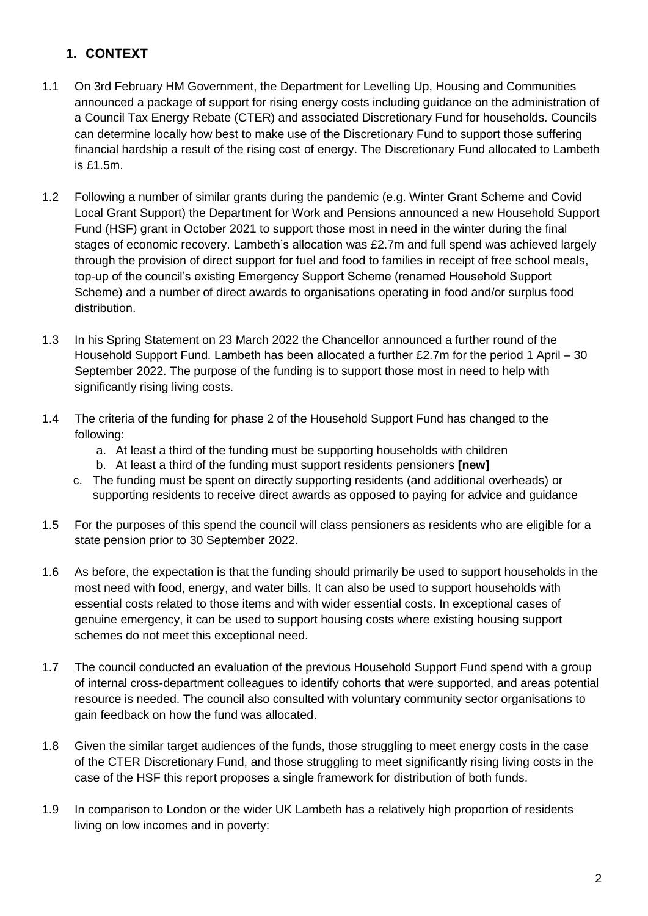## 1. CONTEXT

1.1 On 3rd February HM Government, the Department for Levelling Up, Housing and Communities announced a package of support for rising energy costs including guidance on the administration of a Council Tax Energy Rebate (CTER) and associated Discretionary Fund for households. Councils can determine locally how best to make use of the Discretionary Fund to support those suffering financial hardship a result of the rising cost of energy. The Discretionary Fund allocated to Lambeth is £1.5m.

1.2 Following a number of similar grants during the pandemic (e.g. Winter Grant Scheme and Covid Local Grant Support) the Department for Work and Pensions announced a new Household Support Fund (HSF) grant in October 2021 to support those most in need in the winter during the final stages of economic recovery. Lambeth's allocation was £2.7m and full spend was achieved largely through the provision of direct support for fuel and food to families in receipt of free school meals, top-up of the council's existing Emergency Support Scheme (renamed Household Support Scheme) and a number of direct awards to organisations operating in food and/or surplus food distribution.

1.3 In his Spring Statement on 23 March 2022 the Chancellor announced a further round of the Household Support Fund. Lambeth has been allocated a further £2.7m for the period 1 April – 30 September 2022. The purpose of the funding is to support those most in need to help with significantly rising living costs.

1.4 The criteria of the funding for phase 2 of the Household Support Fund has changed to the following:

   a. At least a third of the funding must be supporting households with children
   b. At least a third of the funding must support residents pensioners **[new]**
   c. The funding must be spent on directly supporting residents (and additional overheads) or supporting residents to receive direct awards as opposed to paying for advice and guidance

1.5 For the purposes of this spend the council will class pensioners as residents who are eligible for a state pension prior to 30 September 2022.

1.6 As before, the expectation is that the funding should primarily be used to support households in the most need with food, energy, and water bills. It can also be used to support households with essential costs related to those items and with wider essential costs. In exceptional cases of genuine emergency, it can be used to support housing costs where existing housing support schemes do not meet this exceptional need.

1.7 The council conducted an evaluation of the previous Household Support Fund spend with a group of internal cross-department colleagues to identify cohorts that were supported, and areas potential resource is needed. The council also consulted with voluntary community sector organisations to gain feedback on how the fund was allocated.

1.8 Given the similar target audiences of the funds, those struggling to meet energy costs in the case of the CTER Discretionary Fund, and those struggling to meet significantly rising living costs in the case of the HSF this report proposes a single framework for distribution of both funds.

1.9 In comparison to London or the wider UK Lambeth has a relatively high proportion of residents living on low incomes and in poverty: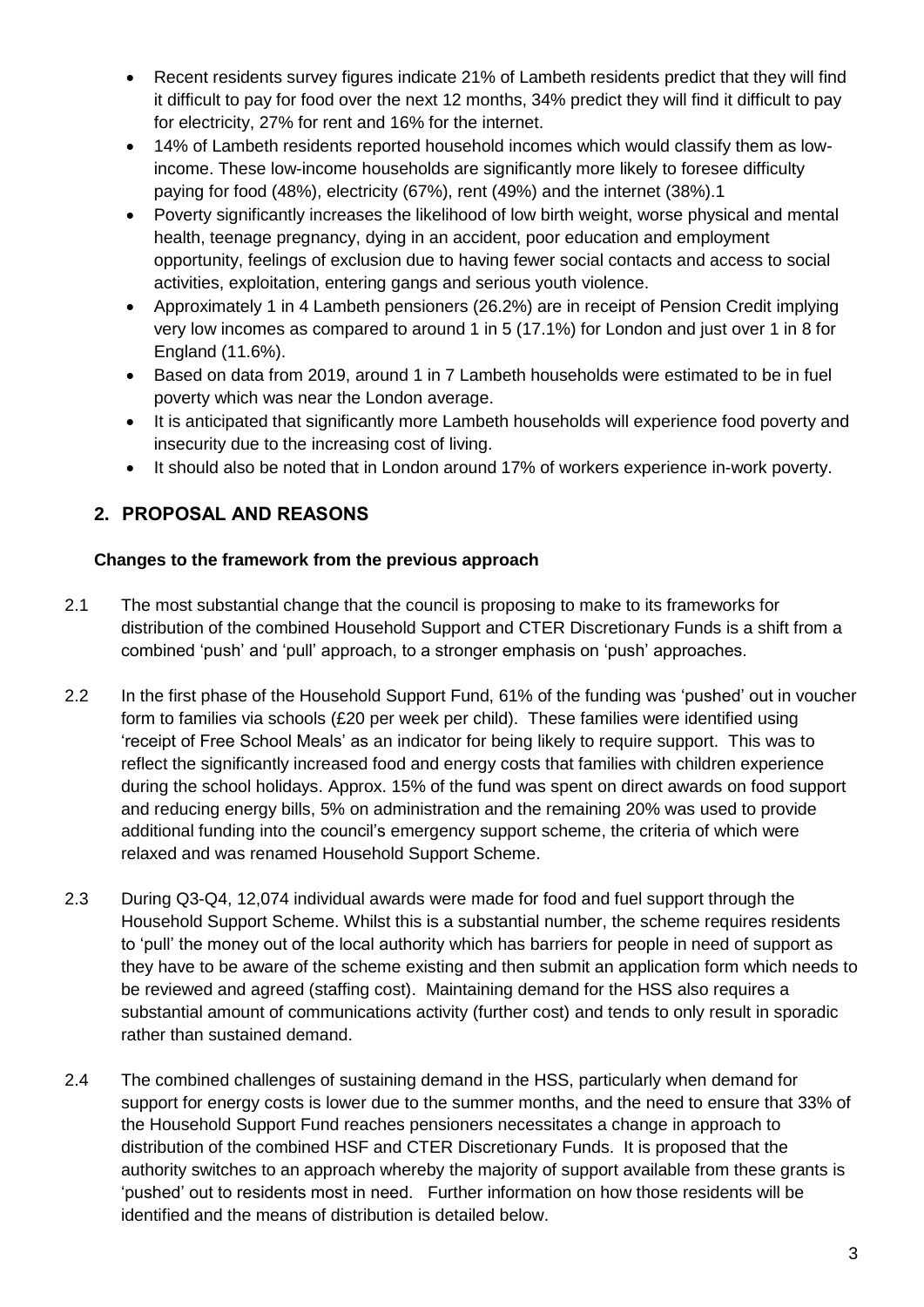- Recent residents survey figures indicate 21% of Lambeth residents predict that they will find it difficult to pay for food over the next 12 months, 34% predict they will find it difficult to pay for electricity, 27% for rent and 16% for the internet.
- 14% of Lambeth residents reported household incomes which would classify them as low-income. These low-income households are significantly more likely to foresee difficulty paying for food (48%), electricity (67%), rent (49%) and the internet (38%).[1]
- Poverty significantly increases the likelihood of low birth weight, worse physical and mental health, teenage pregnancy, dying in an accident, poor education and employment opportunity, feelings of exclusion due to having fewer social contacts and access to social activities, exploitation, entering gangs and serious youth violence.
- Approximately 1 in 4 Lambeth pensioners (26.2%) are in receipt of Pension Credit implying very low incomes as compared to around 1 in 5 (17.1%) for London and just over 1 in 8 for England (11.6%).
- Based on data from 2019, around 1 in 7 Lambeth households were estimated to be in fuel poverty which was near the London average.
- It is anticipated that significantly more Lambeth households will experience food poverty and insecurity due to the increasing cost of living.
- It should also be noted that in London around 17% of workers experience in-work poverty.

## 2. PROPOSAL AND REASONS

**Changes to the framework from the previous approach**

2.1 The most substantial change that the council is proposing to make to its frameworks for distribution of the combined Household Support and CTER Discretionary Funds is a shift from a combined 'push' and 'pull' approach, to a stronger emphasis on 'push' approaches.

2.2 In the first phase of the Household Support Fund, 61% of the funding was 'pushed' out in voucher form to families via schools (£20 per week per child). These families were identified using 'receipt of Free School Meals' as an indicator for being likely to require support. This was to reflect the significantly increased food and energy costs that families with children experience during the school holidays. Approx. 15% of the fund was spent on direct awards on food support and reducing energy bills, 5% on administration and the remaining 20% was used to provide additional funding into the council's emergency support scheme, the criteria of which were relaxed and was renamed Household Support Scheme.

2.3 During Q3-Q4, 12,074 individual awards were made for food and fuel support through the Household Support Scheme. Whilst this is a substantial number, the scheme requires residents to 'pull' the money out of the local authority which has barriers for people in need of support as they have to be aware of the scheme existing and then submit an application form which needs to be reviewed and agreed (staffing cost). Maintaining demand for the HSS also requires a substantial amount of communications activity (further cost) and tends to only result in sporadic rather than sustained demand.

2.4 The combined challenges of sustaining demand in the HSS, particularly when demand for support for energy costs is lower due to the summer months, and the need to ensure that 33% of the Household Support Fund reaches pensioners necessitates a change in approach to distribution of the combined HSF and CTER Discretionary Funds. It is proposed that the authority switches to an approach whereby the majority of support available from these grants is 'pushed' out to residents most in need. Further information on how those residents will be identified and the means of distribution is detailed below.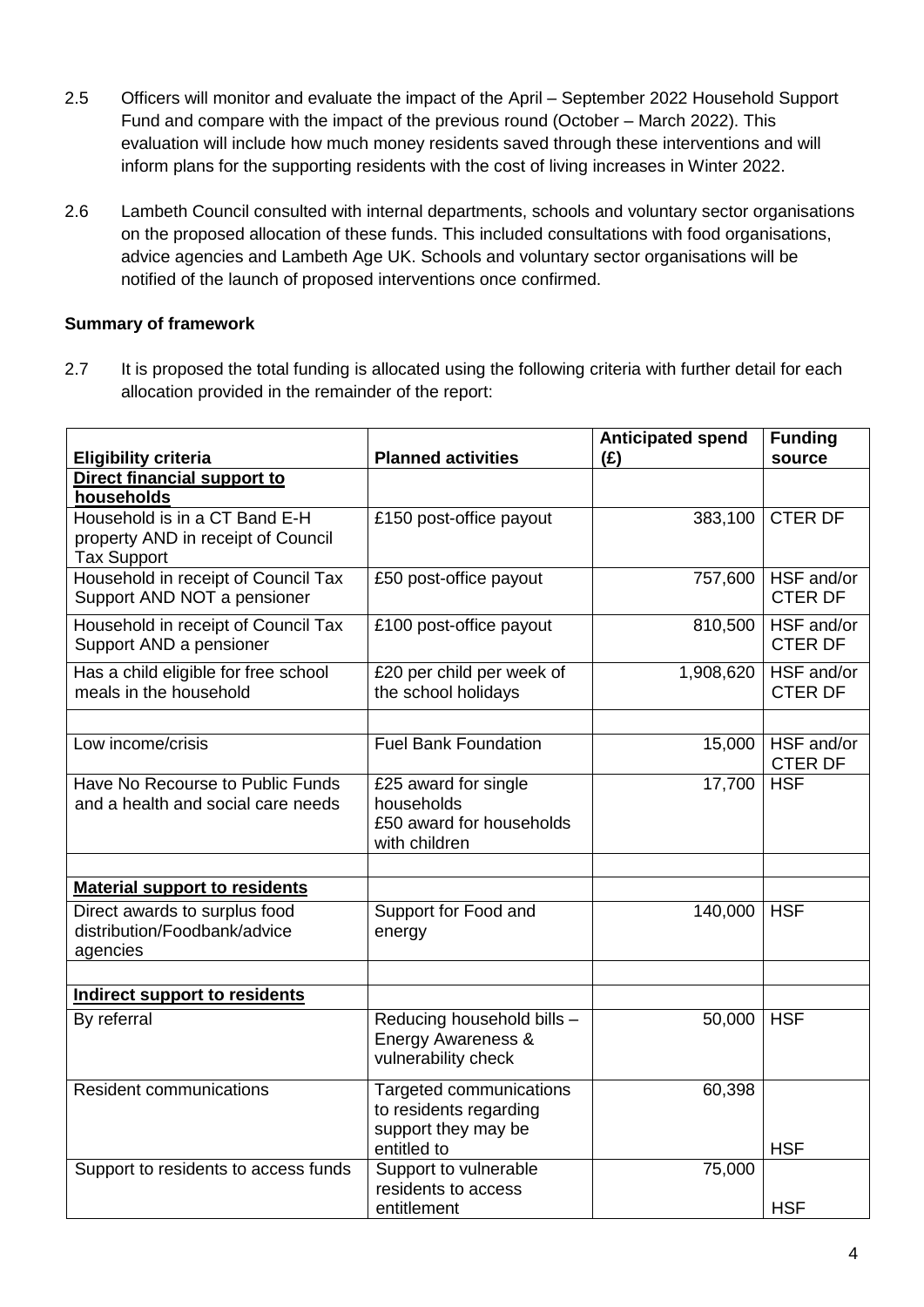2.5 Officers will monitor and evaluate the impact of the April – September 2022 Household Support Fund and compare with the impact of the previous round (October – March 2022). This evaluation will include how much money residents saved through these interventions and will inform plans for the supporting residents with the cost of living increases in Winter 2022.

2.6 Lambeth Council consulted with internal departments, schools and voluntary sector organisations on the proposed allocation of these funds. This included consultations with food organisations, advice agencies and Lambeth Age UK. Schools and voluntary sector organisations will be notified of the launch of proposed interventions once confirmed.

**Summary of framework**

2.7 It is proposed the total funding is allocated using the following criteria with further detail for each allocation provided in the remainder of the report:

| Eligibility criteria | Planned activities | Anticipated spend (£) | Funding source |
|---|---|---|---|
| **Direct financial support to households** | | | |
| Household is in a CT Band E-H property AND in receipt of Council Tax Support | £150 post-office payout | 383,100 | CTER DF |
| Household in receipt of Council Tax Support AND NOT a pensioner | £50 post-office payout | 757,600 | HSF and/or CTER DF |
| Household in receipt of Council Tax Support AND a pensioner | £100 post-office payout | 810,500 | HSF and/or CTER DF |
| Has a child eligible for free school meals in the household | £20 per child per week of the school holidays | 1,908,620 | HSF and/or CTER DF |
| | | | |
| Low income/crisis | Fuel Bank Foundation | 15,000 | HSF and/or CTER DF |
| Have No Recourse to Public Funds and a health and social care needs | £25 award for single households<br>£50 award for households with children | 17,700 | HSF |
| | | | |
| **Material support to residents** | | | |
| Direct awards to surplus food distribution/Foodbank/advice agencies | Support for Food and energy | 140,000 | HSF |
| | | | |
| **Indirect support to residents** | | | |
| By referral | Reducing household bills – Energy Awareness & vulnerability check | 50,000 | HSF |
| Resident communications | Targeted communications to residents regarding support they may be entitled to | 60,398 | HSF |
| Support to residents to access funds | Support to vulnerable residents to access entitlement | 75,000 | HSF |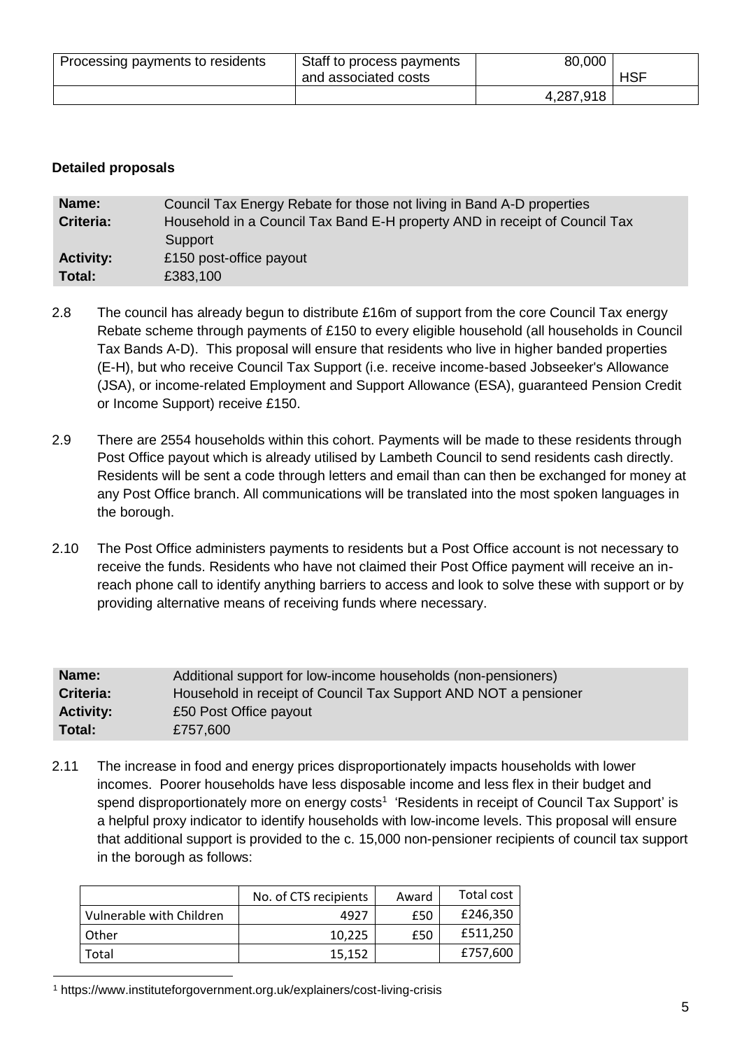| Processing payments to residents | Staff to process payments and associated costs | 80,000 | HSF |
|---|---|---|---|
| | | 4,287,918 | |

**Detailed proposals**

| **Name:** | Council Tax Energy Rebate for those not living in Band A-D properties |
|---|---|
| **Criteria:** | Household in a Council Tax Band E-H property AND in receipt of Council Tax Support |
| **Activity:** | £150 post-office payout |
| **Total:** | £383,100 |

2.8 The council has already begun to distribute £16m of support from the core Council Tax energy Rebate scheme through payments of £150 to every eligible household (all households in Council Tax Bands A-D). This proposal will ensure that residents who live in higher banded properties (E-H), but who receive Council Tax Support (i.e. receive income-based Jobseeker's Allowance (JSA), or income-related Employment and Support Allowance (ESA), guaranteed Pension Credit or Income Support) receive £150.

2.9 There are 2554 households within this cohort. Payments will be made to these residents through Post Office payout which is already utilised by Lambeth Council to send residents cash directly. Residents will be sent a code through letters and email than can then be exchanged for money at any Post Office branch. All communications will be translated into the most spoken languages in the borough.

2.10 The Post Office administers payments to residents but a Post Office account is not necessary to receive the funds. Residents who have not claimed their Post Office payment will receive an in-reach phone call to identify anything barriers to access and look to solve these with support or by providing alternative means of receiving funds where necessary.

| **Name:** | Additional support for low-income households (non-pensioners) |
|---|---|
| **Criteria:** | Household in receipt of Council Tax Support AND NOT a pensioner |
| **Activity:** | £50 Post Office payout |
| **Total:** | £757,600 |

2.11 The increase in food and energy prices disproportionately impacts households with lower incomes. Poorer households have less disposable income and less flex in their budget and spend disproportionately more on energy costs[1] 'Residents in receipt of Council Tax Support' is a helpful proxy indicator to identify households with low-income levels. This proposal will ensure that additional support is provided to the c. 15,000 non-pensioner recipients of council tax support in the borough as follows:

| | No. of CTS recipients | Award | Total cost |
|---|---|---|---|
| Vulnerable with Children | 4927 | £50 | £246,350 |
| Other | 10,225 | £50 | £511,250 |
| Total | 15,152 | | £757,600 |

[1] https://www.instituteforgovernment.org.uk/explainers/cost-living-crisis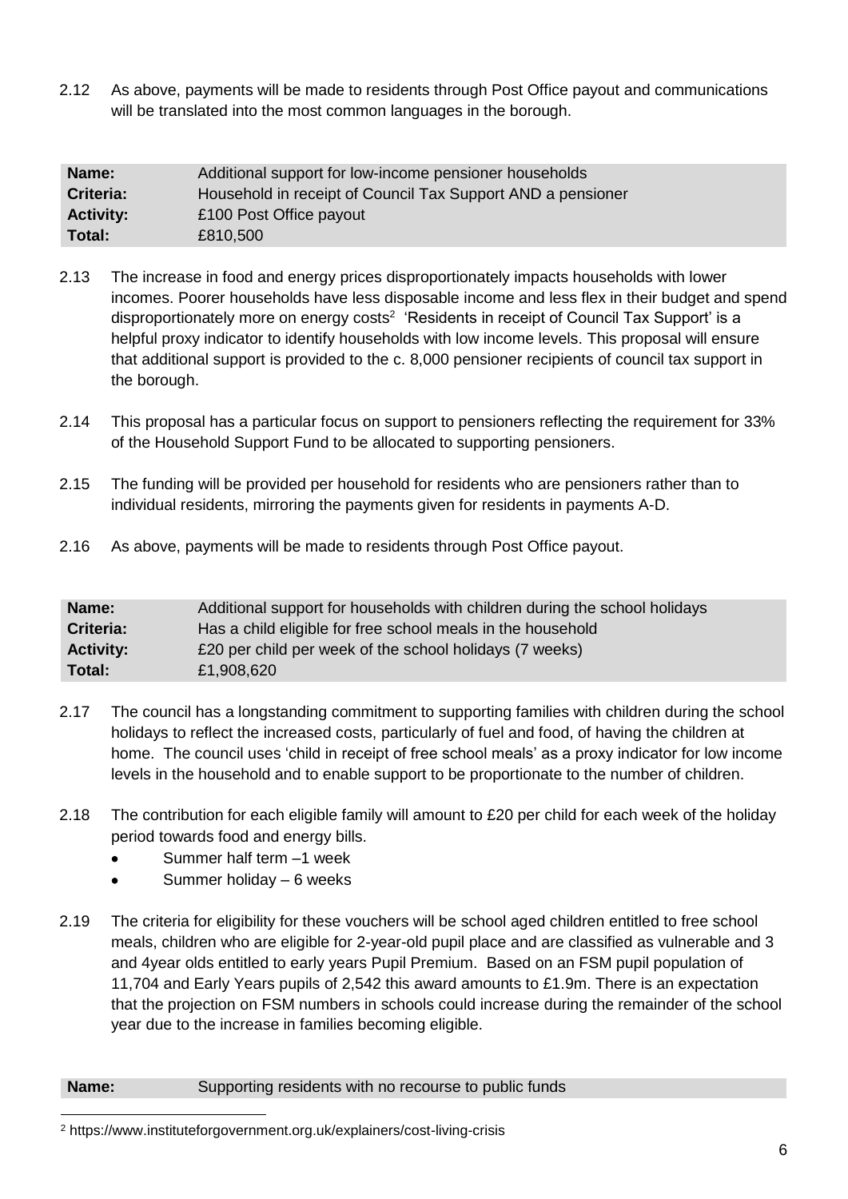2.12 As above, payments will be made to residents through Post Office payout and communications will be translated into the most common languages in the borough.

| **Name:** | Additional support for low-income pensioner households |
|---|---|
| **Criteria:** | Household in receipt of Council Tax Support AND a pensioner |
| **Activity:** | £100 Post Office payout |
| **Total:** | £810,500 |

2.13 The increase in food and energy prices disproportionately impacts households with lower incomes. Poorer households have less disposable income and less flex in their budget and spend disproportionately more on energy costs[2] 'Residents in receipt of Council Tax Support' is a helpful proxy indicator to identify households with low income levels. This proposal will ensure that additional support is provided to the c. 8,000 pensioner recipients of council tax support in the borough.

2.14 This proposal has a particular focus on support to pensioners reflecting the requirement for 33% of the Household Support Fund to be allocated to supporting pensioners.

2.15 The funding will be provided per household for residents who are pensioners rather than to individual residents, mirroring the payments given for residents in payments A-D.

2.16 As above, payments will be made to residents through Post Office payout.

| **Name:** | Additional support for households with children during the school holidays |
|---|---|
| **Criteria:** | Has a child eligible for free school meals in the household |
| **Activity:** | £20 per child per week of the school holidays (7 weeks) |
| **Total:** | £1,908,620 |

2.17 The council has a longstanding commitment to supporting families with children during the school holidays to reflect the increased costs, particularly of fuel and food, of having the children at home. The council uses 'child in receipt of free school meals' as a proxy indicator for low income levels in the household and to enable support to be proportionate to the number of children.

2.18 The contribution for each eligible family will amount to £20 per child for each week of the holiday period towards food and energy bills.

- Summer half term –1 week
- Summer holiday – 6 weeks

2.19 The criteria for eligibility for these vouchers will be school aged children entitled to free school meals, children who are eligible for 2-year-old pupil place and are classified as vulnerable and 3 and 4year olds entitled to early years Pupil Premium. Based on an FSM pupil population of 11,704 and Early Years pupils of 2,542 this award amounts to £1.9m. There is an expectation that the projection on FSM numbers in schools could increase during the remainder of the school year due to the increase in families becoming eligible.

| **Name:** | Supporting residents with no recourse to public funds |
|---|---|

[2] https://www.instituteforgovernment.org.uk/explainers/cost-living-crisis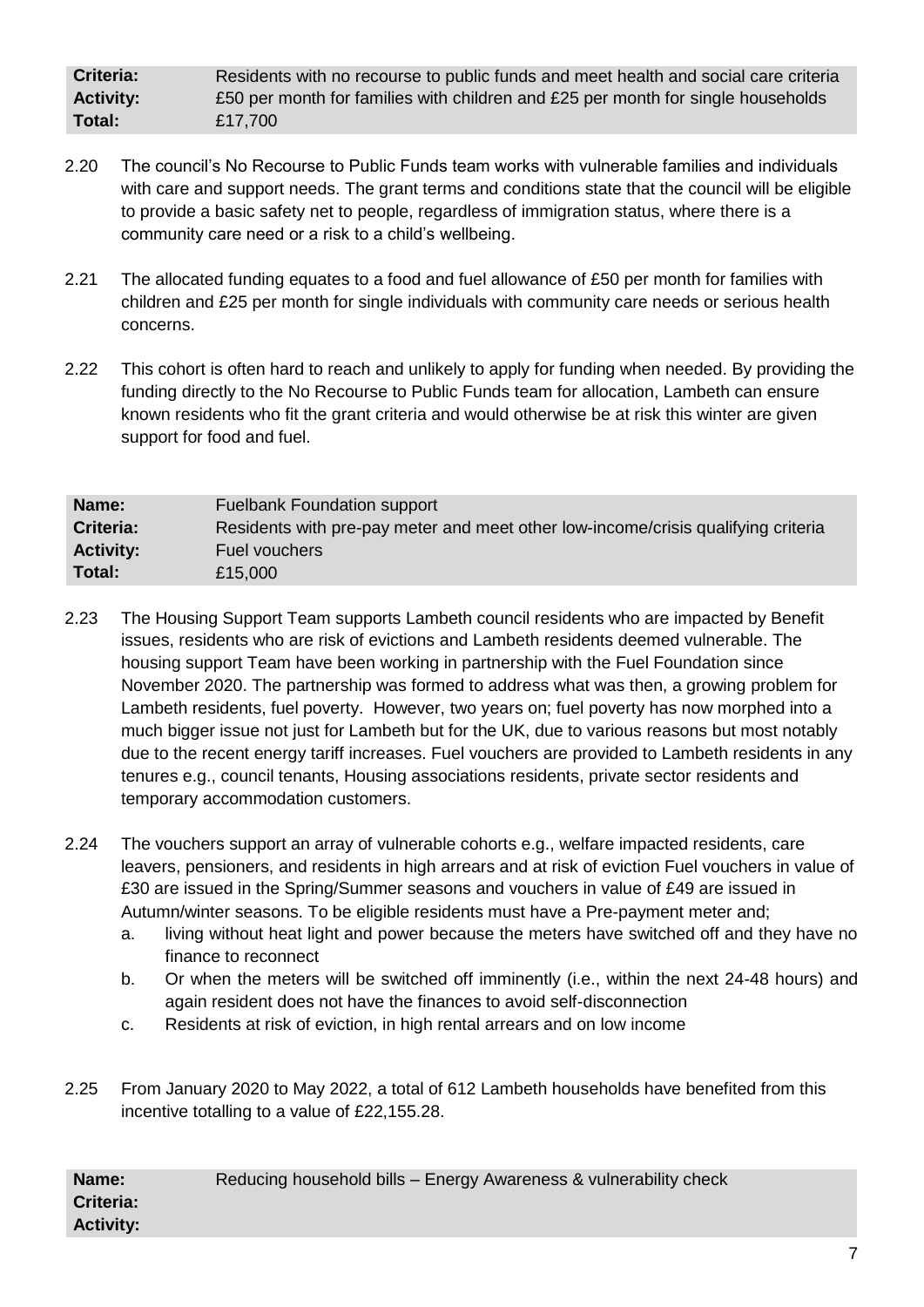| | |
|---|---|
| **Criteria:** | Residents with no recourse to public funds and meet health and social care criteria |
| **Activity:** | £50 per month for families with children and £25 per month for single households |
| **Total:** | £17,700 |

2.20 The council's No Recourse to Public Funds team works with vulnerable families and individuals with care and support needs. The grant terms and conditions state that the council will be eligible to provide a basic safety net to people, regardless of immigration status, where there is a community care need or a risk to a child's wellbeing.

2.21 The allocated funding equates to a food and fuel allowance of £50 per month for families with children and £25 per month for single individuals with community care needs or serious health concerns.

2.22 This cohort is often hard to reach and unlikely to apply for funding when needed. By providing the funding directly to the No Recourse to Public Funds team for allocation, Lambeth can ensure known residents who fit the grant criteria and would otherwise be at risk this winter are given support for food and fuel.

| | |
|---|---|
| **Name:** | Fuelbank Foundation support |
| **Criteria:** | Residents with pre-pay meter and meet other low-income/crisis qualifying criteria |
| **Activity:** | Fuel vouchers |
| **Total:** | £15,000 |

2.23 The Housing Support Team supports Lambeth council residents who are impacted by Benefit issues, residents who are risk of evictions and Lambeth residents deemed vulnerable. The housing support Team have been working in partnership with the Fuel Foundation since November 2020. The partnership was formed to address what was then, a growing problem for Lambeth residents, fuel poverty. However, two years on; fuel poverty has now morphed into a much bigger issue not just for Lambeth but for the UK, due to various reasons but most notably due to the recent energy tariff increases. Fuel vouchers are provided to Lambeth residents in any tenures e.g., council tenants, Housing associations residents, private sector residents and temporary accommodation customers.

2.24 The vouchers support an array of vulnerable cohorts e.g., welfare impacted residents, care leavers, pensioners, and residents in high arrears and at risk of eviction Fuel vouchers in value of £30 are issued in the Spring/Summer seasons and vouchers in value of £49 are issued in Autumn/winter seasons. To be eligible residents must have a Pre-payment meter and;

a. living without heat light and power because the meters have switched off and they have no finance to reconnect
b. Or when the meters will be switched off imminently (i.e., within the next 24-48 hours) and again resident does not have the finances to avoid self-disconnection
c. Residents at risk of eviction, in high rental arrears and on low income

2.25 From January 2020 to May 2022, a total of 612 Lambeth households have benefited from this incentive totalling to a value of £22,155.28.

| | |
|---|---|
| **Name:** | Reducing household bills – Energy Awareness & vulnerability check |
| **Criteria:** | |
| **Activity:** | |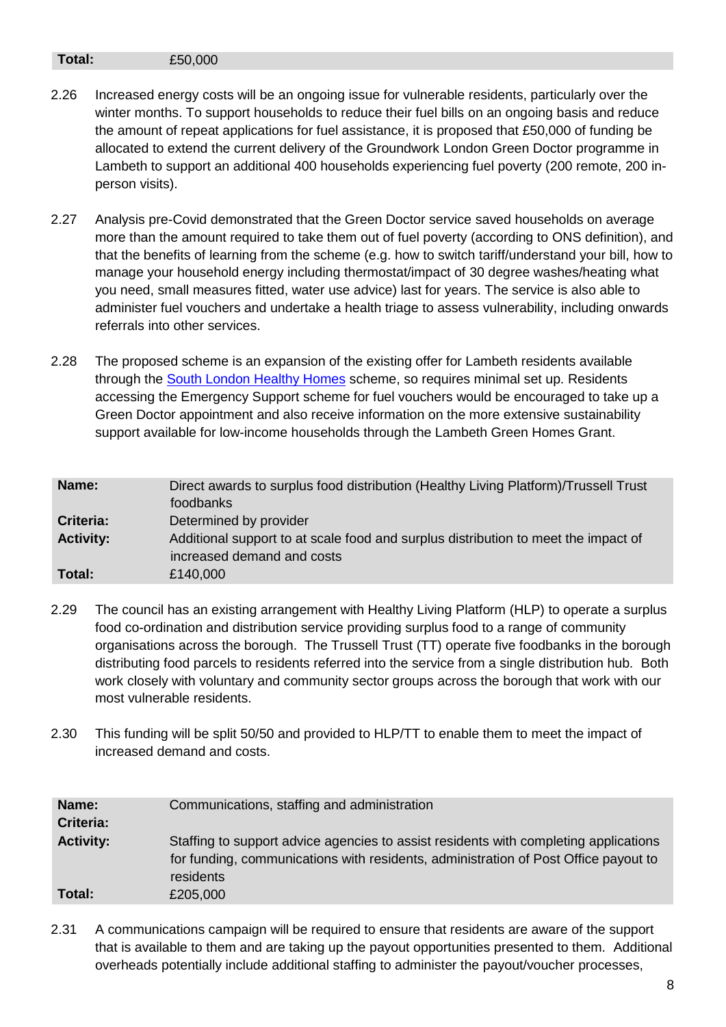| **Total:** | £50,000 |
|---|---|

2.26 Increased energy costs will be an ongoing issue for vulnerable residents, particularly over the winter months. To support households to reduce their fuel bills on an ongoing basis and reduce the amount of repeat applications for fuel assistance, it is proposed that £50,000 of funding be allocated to extend the current delivery of the Groundwork London Green Doctor programme in Lambeth to support an additional 400 households experiencing fuel poverty (200 remote, 200 in-person visits).

2.27 Analysis pre-Covid demonstrated that the Green Doctor service saved households on average more than the amount required to take them out of fuel poverty (according to ONS definition), and that the benefits of learning from the scheme (e.g. how to switch tariff/understand your bill, how to manage your household energy including thermostat/impact of 30 degree washes/heating what you need, small measures fitted, water use advice) last for years. The service is also able to administer fuel vouchers and undertake a health triage to assess vulnerability, including onwards referrals into other services.

2.28 The proposed scheme is an expansion of the existing offer for Lambeth residents available through the [South London Healthy Homes] scheme, so requires minimal set up. Residents accessing the Emergency Support scheme for fuel vouchers would be encouraged to take up a Green Doctor appointment and also receive information on the more extensive sustainability support available for low-income households through the Lambeth Green Homes Grant.

| **Name:** | Direct awards to surplus food distribution (Healthy Living Platform)/Trussell Trust foodbanks |
|---|---|
| **Criteria:** | Determined by provider |
| **Activity:** | Additional support to at scale food and surplus distribution to meet the impact of increased demand and costs |
| **Total:** | £140,000 |

2.29 The council has an existing arrangement with Healthy Living Platform (HLP) to operate a surplus food co-ordination and distribution service providing surplus food to a range of community organisations across the borough. The Trussell Trust (TT) operate five foodbanks in the borough distributing food parcels to residents referred into the service from a single distribution hub. Both work closely with voluntary and community sector groups across the borough that work with our most vulnerable residents.

2.30 This funding will be split 50/50 and provided to HLP/TT to enable them to meet the impact of increased demand and costs.

| **Name:** | Communications, staffing and administration |
|---|---|
| **Criteria:** | |
| **Activity:** | Staffing to support advice agencies to assist residents with completing applications for funding, communications with residents, administration of Post Office payout to residents |
| **Total:** | £205,000 |

2.31 A communications campaign will be required to ensure that residents are aware of the support that is available to them and are taking up the payout opportunities presented to them. Additional overheads potentially include additional staffing to administer the payout/voucher processes,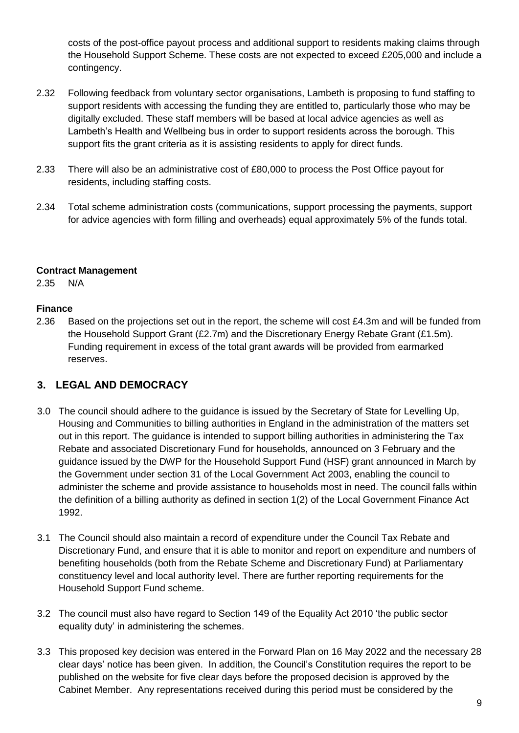costs of the post-office payout process and additional support to residents making claims through the Household Support Scheme. These costs are not expected to exceed £205,000 and include a contingency.

2.32 Following feedback from voluntary sector organisations, Lambeth is proposing to fund staffing to support residents with accessing the funding they are entitled to, particularly those who may be digitally excluded. These staff members will be based at local advice agencies as well as Lambeth's Health and Wellbeing bus in order to support residents across the borough. This support fits the grant criteria as it is assisting residents to apply for direct funds.

2.33 There will also be an administrative cost of £80,000 to process the Post Office payout for residents, including staffing costs.

2.34 Total scheme administration costs (communications, support processing the payments, support for advice agencies with form filling and overheads) equal approximately 5% of the funds total.

**Contract Management**

2.35 N/A

**Finance**

2.36 Based on the projections set out in the report, the scheme will cost £4.3m and will be funded from the Household Support Grant (£2.7m) and the Discretionary Energy Rebate Grant (£1.5m). Funding requirement in excess of the total grant awards will be provided from earmarked reserves.

## 3. LEGAL AND DEMOCRACY

3.0 The council should adhere to the guidance is issued by the Secretary of State for Levelling Up, Housing and Communities to billing authorities in England in the administration of the matters set out in this report. The guidance is intended to support billing authorities in administering the Tax Rebate and associated Discretionary Fund for households, announced on 3 February and the guidance issued by the DWP for the Household Support Fund (HSF) grant announced in March by the Government under section 31 of the Local Government Act 2003, enabling the council to administer the scheme and provide assistance to households most in need. The council falls within the definition of a billing authority as defined in section 1(2) of the Local Government Finance Act 1992.

3.1 The Council should also maintain a record of expenditure under the Council Tax Rebate and Discretionary Fund, and ensure that it is able to monitor and report on expenditure and numbers of benefiting households (both from the Rebate Scheme and Discretionary Fund) at Parliamentary constituency level and local authority level. There are further reporting requirements for the Household Support Fund scheme.

3.2 The council must also have regard to Section 149 of the Equality Act 2010 'the public sector equality duty' in administering the schemes.

3.3 This proposed key decision was entered in the Forward Plan on 16 May 2022 and the necessary 28 clear days' notice has been given. In addition, the Council's Constitution requires the report to be published on the website for five clear days before the proposed decision is approved by the Cabinet Member. Any representations received during this period must be considered by the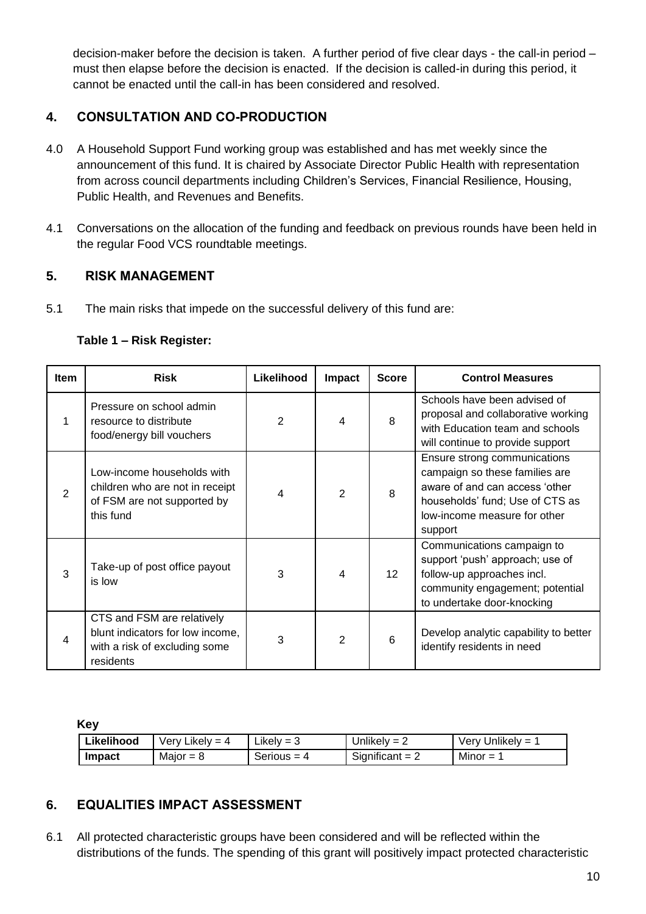decision-maker before the decision is taken. A further period of five clear days - the call-in period – must then elapse before the decision is enacted. If the decision is called-in during this period, it cannot be enacted until the call-in has been considered and resolved.

## 4. CONSULTATION AND CO-PRODUCTION

4.0 A Household Support Fund working group was established and has met weekly since the announcement of this fund. It is chaired by Associate Director Public Health with representation from across council departments including Children's Services, Financial Resilience, Housing, Public Health, and Revenues and Benefits.

4.1 Conversations on the allocation of the funding and feedback on previous rounds have been held in the regular Food VCS roundtable meetings.

## 5. RISK MANAGEMENT

5.1 The main risks that impede on the successful delivery of this fund are:

**Table 1 – Risk Register:**

| Item | Risk | Likelihood | Impact | Score | Control Measures |
|---|---|---|---|---|---|
| 1 | Pressure on school admin resource to distribute food/energy bill vouchers | 2 | 4 | 8 | Schools have been advised of proposal and collaborative working with Education team and schools will continue to provide support |
| 2 | Low-income households with children who are not in receipt of FSM are not supported by this fund | 4 | 2 | 8 | Ensure strong communications campaign so these families are aware of and can access 'other households' fund; Use of CTS as low-income measure for other support |
| 3 | Take-up of post office payout is low | 3 | 4 | 12 | Communications campaign to support 'push' approach; use of follow-up approaches incl. community engagement; potential to undertake door-knocking |
| 4 | CTS and FSM are relatively blunt indicators for low income, with a risk of excluding some residents | 3 | 2 | 6 | Develop analytic capability to better identify residents in need |

**Key**

| Likelihood | Very Likely = 4 | Likely = 3 | Unlikely = 2 | Very Unlikely = 1 |
|---|---|---|---|---|
| **Impact** | Major = 8 | Serious = 4 | Significant = 2 | Minor = 1 |

## 6. EQUALITIES IMPACT ASSESSMENT

6.1 All protected characteristic groups have been considered and will be reflected within the distributions of the funds. The spending of this grant will positively impact protected characteristic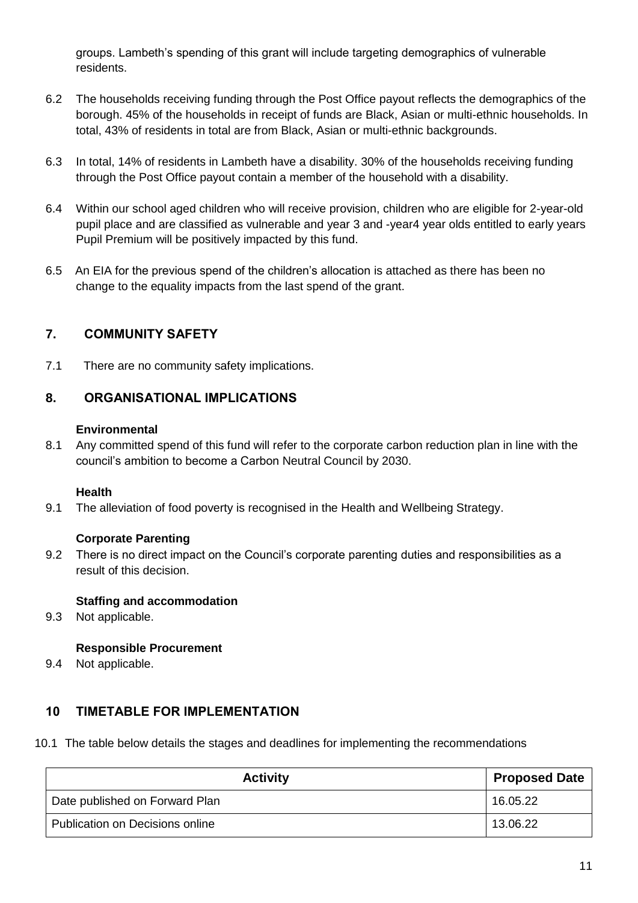groups. Lambeth's spending of this grant will include targeting demographics of vulnerable residents.

6.2 The households receiving funding through the Post Office payout reflects the demographics of the borough. 45% of the households in receipt of funds are Black, Asian or multi-ethnic households. In total, 43% of residents in total are from Black, Asian or multi-ethnic backgrounds.

6.3 In total, 14% of residents in Lambeth have a disability. 30% of the households receiving funding through the Post Office payout contain a member of the household with a disability.

6.4 Within our school aged children who will receive provision, children who are eligible for 2-year-old pupil place and are classified as vulnerable and year 3 and -year4 year olds entitled to early years Pupil Premium will be positively impacted by this fund.

6.5 An EIA for the previous spend of the children's allocation is attached as there has been no change to the equality impacts from the last spend of the grant.

## 7. COMMUNITY SAFETY

7.1 There are no community safety implications.

## 8. ORGANISATIONAL IMPLICATIONS

**Environmental**

8.1 Any committed spend of this fund will refer to the corporate carbon reduction plan in line with the council's ambition to become a Carbon Neutral Council by 2030.

**Health**

9.1 The alleviation of food poverty is recognised in the Health and Wellbeing Strategy.

**Corporate Parenting**

9.2 There is no direct impact on the Council's corporate parenting duties and responsibilities as a result of this decision.

**Staffing and accommodation**

9.3 Not applicable.

**Responsible Procurement**

9.4 Not applicable.

## 10 TIMETABLE FOR IMPLEMENTATION

10.1 The table below details the stages and deadlines for implementing the recommendations

| Activity | Proposed Date |
|---|---|
| Date published on Forward Plan | 16.05.22 |
| Publication on Decisions online | 13.06.22 |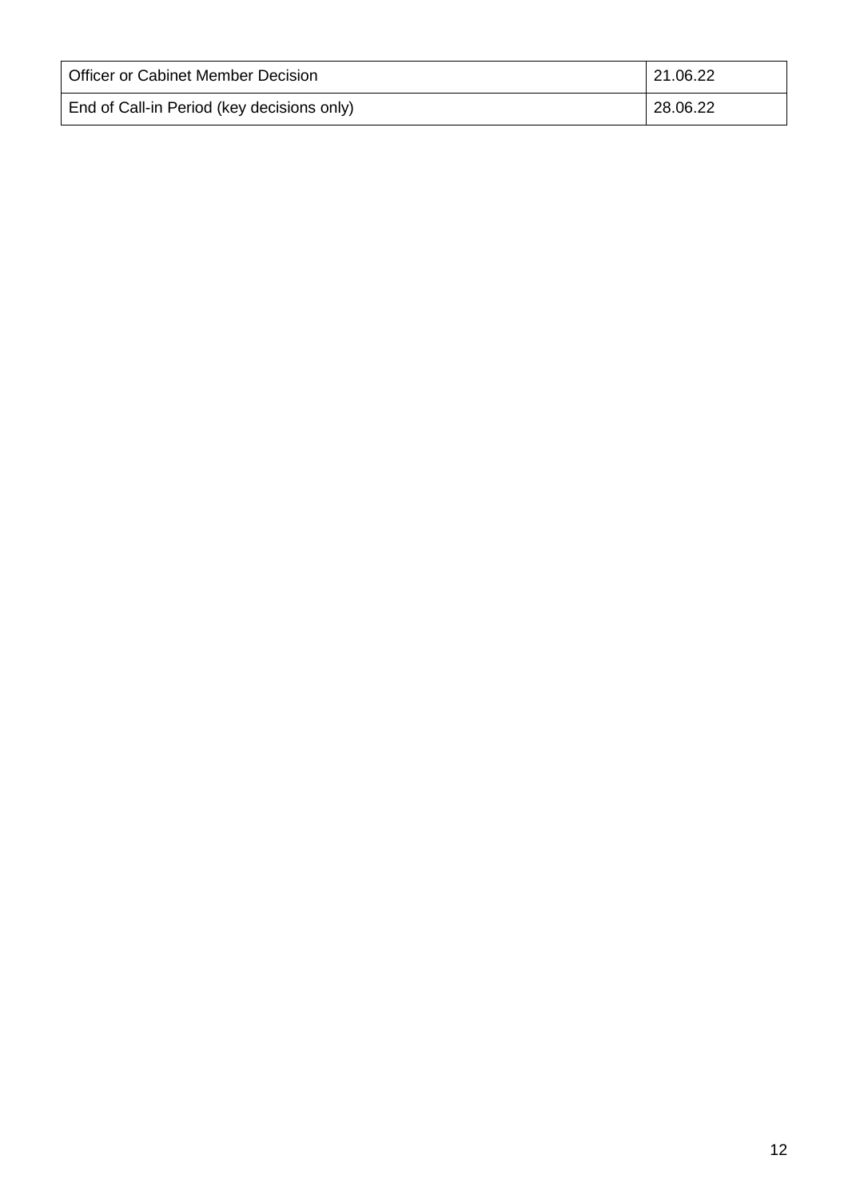| Officer or Cabinet Member Decision | 21.06.22 |
| --- | --- |
| End of Call-in Period (key decisions only) | 28.06.22 |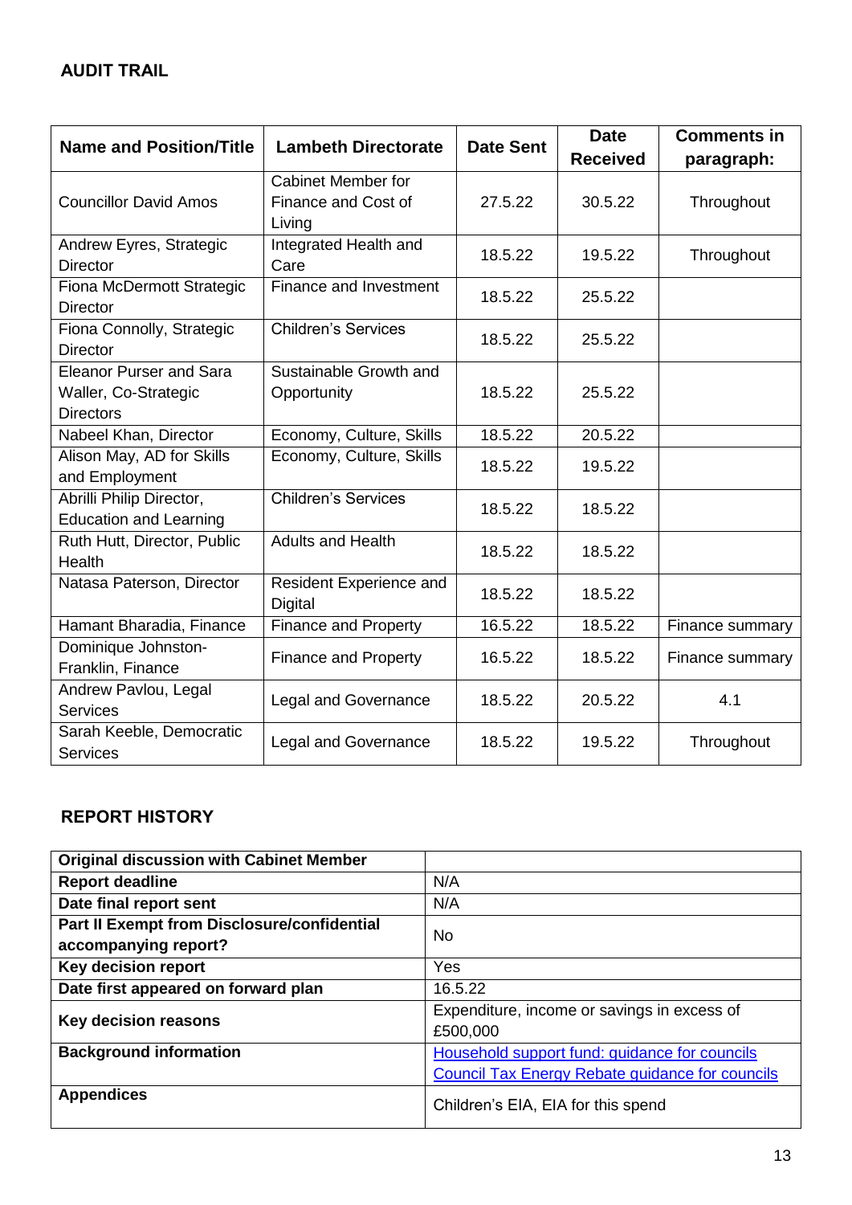## AUDIT TRAIL

| Name and Position/Title | Lambeth Directorate | Date Sent | Date Received | Comments in paragraph: |
|---|---|---|---|---|
| Councillor David Amos | Cabinet Member for Finance and Cost of Living | 27.5.22 | 30.5.22 | Throughout |
| Andrew Eyres, Strategic Director | Integrated Health and Care | 18.5.22 | 19.5.22 | Throughout |
| Fiona McDermott Strategic Director | Finance and Investment | 18.5.22 | 25.5.22 | |
| Fiona Connolly, Strategic Director | Children's Services | 18.5.22 | 25.5.22 | |
| Eleanor Purser and Sara Waller, Co-Strategic Directors | Sustainable Growth and Opportunity | 18.5.22 | 25.5.22 | |
| Nabeel Khan, Director | Economy, Culture, Skills | 18.5.22 | 20.5.22 | |
| Alison May, AD for Skills and Employment | Economy, Culture, Skills | 18.5.22 | 19.5.22 | |
| Abrilli Philip Director, Education and Learning | Children's Services | 18.5.22 | 18.5.22 | |
| Ruth Hutt, Director, Public Health | Adults and Health | 18.5.22 | 18.5.22 | |
| Natasa Paterson, Director | Resident Experience and Digital | 18.5.22 | 18.5.22 | |
| Hamant Bharadia, Finance | Finance and Property | 16.5.22 | 18.5.22 | Finance summary |
| Dominique Johnston-Franklin, Finance | Finance and Property | 16.5.22 | 18.5.22 | Finance summary |
| Andrew Pavlou, Legal Services | Legal and Governance | 18.5.22 | 20.5.22 | 4.1 |
| Sarah Keeble, Democratic Services | Legal and Governance | 18.5.22 | 19.5.22 | Throughout |

## REPORT HISTORY

| | |
|---|---|
| **Original discussion with Cabinet Member** | |
| **Report deadline** | N/A |
| **Date final report sent** | N/A |
| **Part II Exempt from Disclosure/confidential accompanying report?** | No |
| **Key decision report** | Yes |
| **Date first appeared on forward plan** | 16.5.22 |
| **Key decision reasons** | Expenditure, income or savings in excess of £500,000 |
| **Background information** | Household support fund: guidance for councils<br>Council Tax Energy Rebate guidance for councils |
| **Appendices** | Children's EIA, EIA for this spend |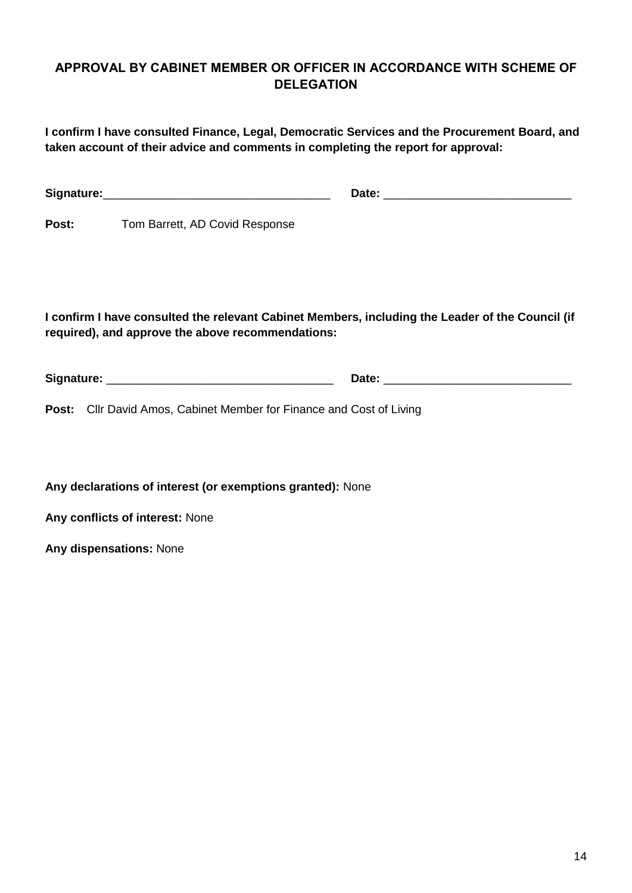## APPROVAL BY CABINET MEMBER OR OFFICER IN ACCORDANCE WITH SCHEME OF DELEGATION

**I confirm I have consulted Finance, Legal, Democratic Services and the Procurement Board, and taken account of their advice and comments in completing the report for approval:**

**Signature:**___________________________________ **Date:** _____________________________

**Post:** Tom Barrett, AD Covid Response

**I confirm I have consulted the relevant Cabinet Members, including the Leader of the Council (if required), and approve the above recommendations:**

**Signature:** ___________________________________ **Date:** _____________________________

**Post:** Cllr David Amos, Cabinet Member for Finance and Cost of Living

**Any declarations of interest (or exemptions granted):** None

**Any conflicts of interest:** None

**Any dispensations:** None